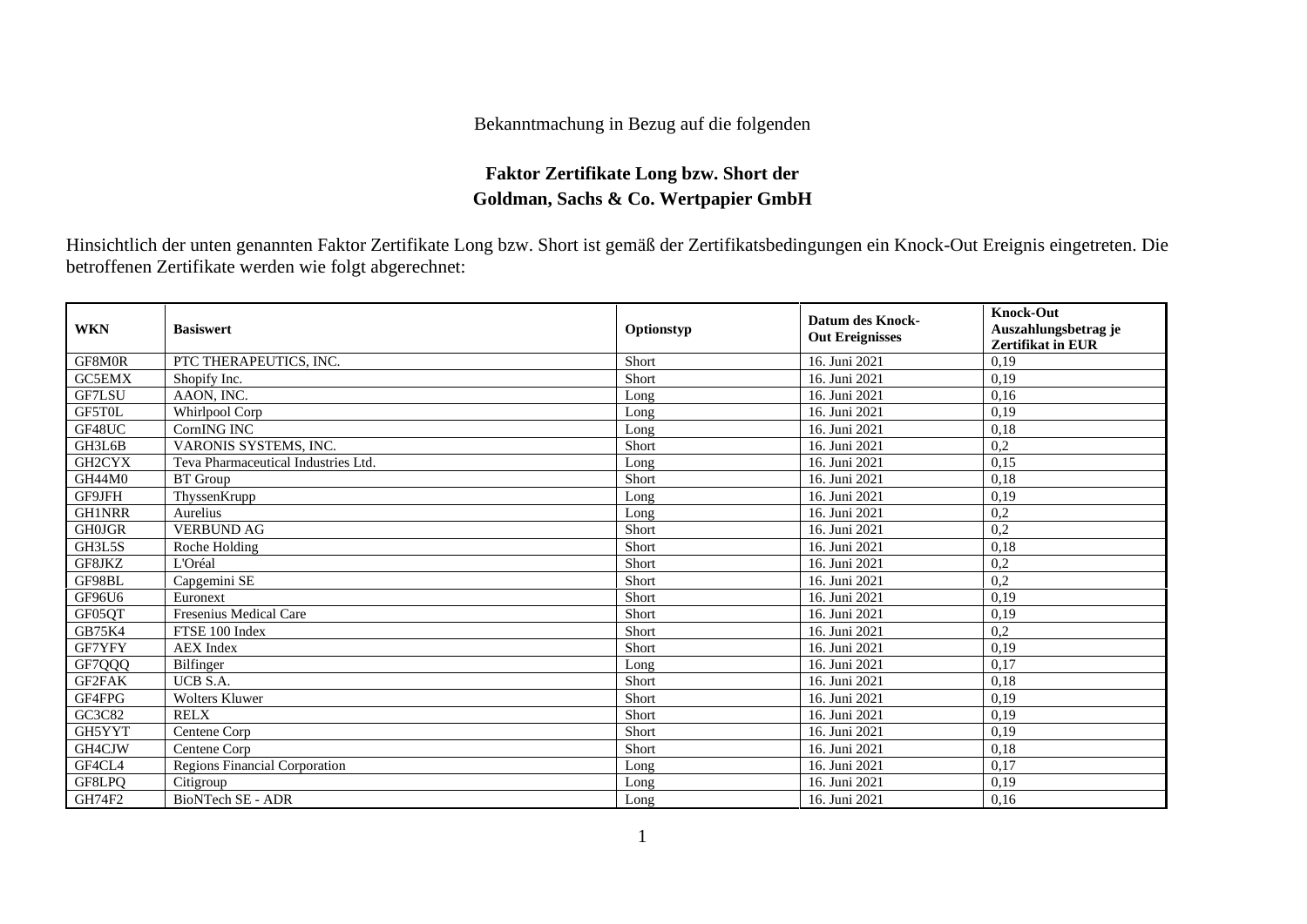Bekanntmachung in Bezug auf die folgenden

# Faktor Zertifikate Long bzw. Short der Goldman, Sachs & Co. Wertpapier GmbH

Hinsichtlich der unten genannten Faktor Zertifikate Long bzw. Short ist gemäß der Zertifikatsbedingungen ein Knock-Out Ereignis eingetreten. Die betroffenen Zertifikate werden wie folgt abgerechnet:

| WKN | Basiswert | Optionstyp | Datum des Knock-Out Ereignisses | Knock-Out Auszahlungsbetrag je Zertifikat in EUR |
|---|---|---|---|---|
| GF8M0R | PTC THERAPEUTICS, INC. | Short | 16. Juni 2021 | 0,19 |
| GC5EMX | Shopify Inc. | Short | 16. Juni 2021 | 0,19 |
| GF7LSU | AAON, INC. | Long | 16. Juni 2021 | 0,16 |
| GF5T0L | Whirlpool Corp | Long | 16. Juni 2021 | 0,19 |
| GF48UC | CornING INC | Long | 16. Juni 2021 | 0,18 |
| GH3L6B | VARONIS SYSTEMS, INC. | Short | 16. Juni 2021 | 0,2 |
| GH2CYX | Teva Pharmaceutical Industries Ltd. | Long | 16. Juni 2021 | 0,15 |
| GH44M0 | BT Group | Short | 16. Juni 2021 | 0,18 |
| GF9JFH | ThyssenKrupp | Long | 16. Juni 2021 | 0,19 |
| GH1NRR | Aurelius | Long | 16. Juni 2021 | 0,2 |
| GH0JGR | VERBUND AG | Short | 16. Juni 2021 | 0,2 |
| GH3L5S | Roche Holding | Short | 16. Juni 2021 | 0,18 |
| GF8JKZ | L'Oréal | Short | 16. Juni 2021 | 0,2 |
| GF98BL | Capgemini SE | Short | 16. Juni 2021 | 0,2 |
| GF96U6 | Euronext | Short | 16. Juni 2021 | 0,19 |
| GF05QT | Fresenius Medical Care | Short | 16. Juni 2021 | 0,19 |
| GB75K4 | FTSE 100 Index | Short | 16. Juni 2021 | 0,2 |
| GF7YFY | AEX Index | Short | 16. Juni 2021 | 0,19 |
| GF7QQQ | Bilfinger | Long | 16. Juni 2021 | 0,17 |
| GF2FAK | UCB S.A. | Short | 16. Juni 2021 | 0,18 |
| GF4FPG | Wolters Kluwer | Short | 16. Juni 2021 | 0,19 |
| GC3C82 | RELX | Short | 16. Juni 2021 | 0,19 |
| GH5YYT | Centene Corp | Short | 16. Juni 2021 | 0,19 |
| GH4CJW | Centene Corp | Short | 16. Juni 2021 | 0,18 |
| GF4CL4 | Regions Financial Corporation | Long | 16. Juni 2021 | 0,17 |
| GF8LPQ | Citigroup | Long | 16. Juni 2021 | 0,19 |
| GH74F2 | BioNTech SE - ADR | Long | 16. Juni 2021 | 0,16 |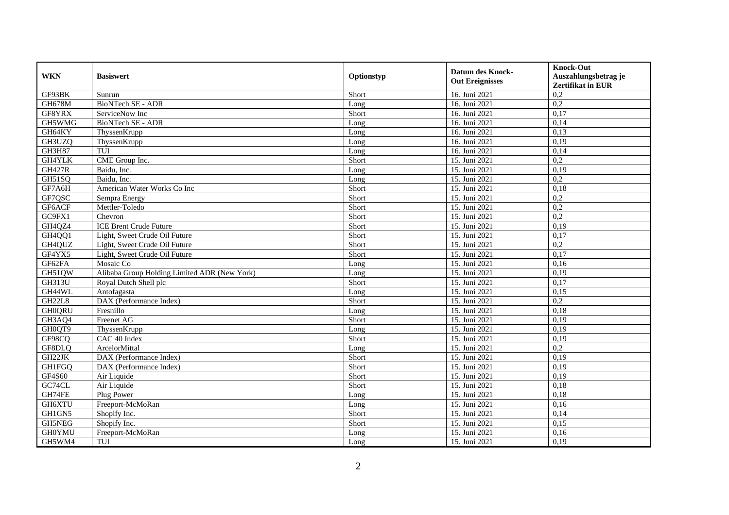| WKN | Basiswert | Optionstyp | Datum des Knock-Out Ereignisses | Knock-Out Auszahlungsbetrag je Zertifikat in EUR |
| --- | --- | --- | --- | --- |
| GF93BK | Sunrun | Short | 16. Juni 2021 | 0,2 |
| GH678M | BioNTech SE - ADR | Long | 16. Juni 2021 | 0,2 |
| GF8YRX | ServiceNow Inc | Short | 16. Juni 2021 | 0,17 |
| GH5WMG | BioNTech SE - ADR | Long | 16. Juni 2021 | 0,14 |
| GH64KY | ThyssenKrupp | Long | 16. Juni 2021 | 0,13 |
| GH3UZQ | ThyssenKrupp | Long | 16. Juni 2021 | 0,19 |
| GH3H87 | TUI | Long | 16. Juni 2021 | 0,14 |
| GH4YLK | CME Group Inc. | Short | 15. Juni 2021 | 0,2 |
| GH427R | Baidu, Inc. | Long | 15. Juni 2021 | 0,19 |
| GH51SQ | Baidu, Inc. | Long | 15. Juni 2021 | 0,2 |
| GF7A6H | American Water Works Co Inc | Short | 15. Juni 2021 | 0,18 |
| GF7QSC | Sempra Energy | Short | 15. Juni 2021 | 0,2 |
| GF6ACF | Mettler-Toledo | Short | 15. Juni 2021 | 0,2 |
| GC9FX1 | Chevron | Short | 15. Juni 2021 | 0,2 |
| GH4QZ4 | ICE Brent Crude Future | Short | 15. Juni 2021 | 0,19 |
| GH4QQ1 | Light, Sweet Crude Oil Future | Short | 15. Juni 2021 | 0,17 |
| GH4QUZ | Light, Sweet Crude Oil Future | Short | 15. Juni 2021 | 0,2 |
| GF4YX5 | Light, Sweet Crude Oil Future | Short | 15. Juni 2021 | 0,17 |
| GF62FA | Mosaic Co | Long | 15. Juni 2021 | 0,16 |
| GH51QW | Alibaba Group Holding Limited ADR (New York) | Long | 15. Juni 2021 | 0,19 |
| GH313U | Royal Dutch Shell plc | Short | 15. Juni 2021 | 0,17 |
| GH44WL | Antofagasta | Long | 15. Juni 2021 | 0,15 |
| GH22L8 | DAX (Performance Index) | Short | 15. Juni 2021 | 0,2 |
| GH0QRU | Fresnillo | Long | 15. Juni 2021 | 0,18 |
| GH3AQ4 | Freenet AG | Short | 15. Juni 2021 | 0,19 |
| GH0QT9 | ThyssenKrupp | Long | 15. Juni 2021 | 0,19 |
| GF98CQ | CAC 40 Index | Short | 15. Juni 2021 | 0,19 |
| GF8DLQ | ArcelorMittal | Long | 15. Juni 2021 | 0,2 |
| GH22JK | DAX (Performance Index) | Short | 15. Juni 2021 | 0,19 |
| GH1FGQ | DAX (Performance Index) | Short | 15. Juni 2021 | 0,19 |
| GF4S60 | Air Liquide | Short | 15. Juni 2021 | 0,19 |
| GC74CL | Air Liquide | Short | 15. Juni 2021 | 0,18 |
| GH74FE | Plug Power | Long | 15. Juni 2021 | 0,18 |
| GH6XTU | Freeport-McMoRan | Long | 15. Juni 2021 | 0,16 |
| GH1GN5 | Shopify Inc. | Short | 15. Juni 2021 | 0,14 |
| GH5NEG | Shopify Inc. | Short | 15. Juni 2021 | 0,15 |
| GH0YMU | Freeport-McMoRan | Long | 15. Juni 2021 | 0,16 |
| GH5WM4 | TUI | Long | 15. Juni 2021 | 0,19 |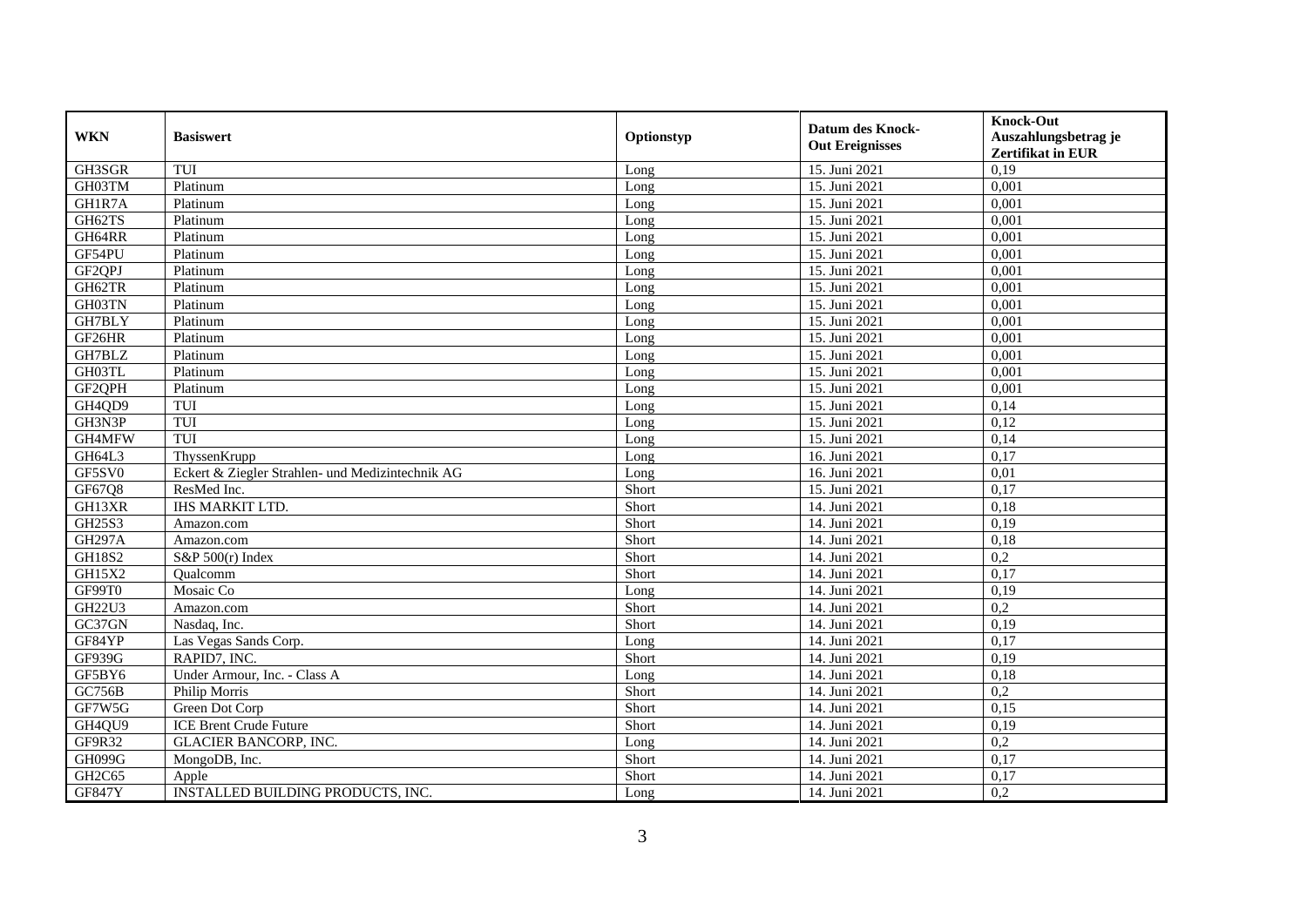| WKN | Basiswert | Optionstyp | Datum des Knock-Out Ereignisses | Knock-Out Auszahlungsbetrag je Zertifikat in EUR |
| --- | --- | --- | --- | --- |
| GH3SGR | TUI | Long | 15. Juni 2021 | 0,19 |
| GH03TM | Platinum | Long | 15. Juni 2021 | 0,001 |
| GH1R7A | Platinum | Long | 15. Juni 2021 | 0,001 |
| GH62TS | Platinum | Long | 15. Juni 2021 | 0,001 |
| GH64RR | Platinum | Long | 15. Juni 2021 | 0,001 |
| GF54PU | Platinum | Long | 15. Juni 2021 | 0,001 |
| GF2QPJ | Platinum | Long | 15. Juni 2021 | 0,001 |
| GH62TR | Platinum | Long | 15. Juni 2021 | 0,001 |
| GH03TN | Platinum | Long | 15. Juni 2021 | 0,001 |
| GH7BLY | Platinum | Long | 15. Juni 2021 | 0,001 |
| GF26HR | Platinum | Long | 15. Juni 2021 | 0,001 |
| GH7BLZ | Platinum | Long | 15. Juni 2021 | 0,001 |
| GH03TL | Platinum | Long | 15. Juni 2021 | 0,001 |
| GF2QPH | Platinum | Long | 15. Juni 2021 | 0,001 |
| GH4QD9 | TUI | Long | 15. Juni 2021 | 0,14 |
| GH3N3P | TUI | Long | 15. Juni 2021 | 0,12 |
| GH4MFW | TUI | Long | 15. Juni 2021 | 0,14 |
| GH64L3 | ThyssenKrupp | Long | 16. Juni 2021 | 0,17 |
| GF5SV0 | Eckert & Ziegler Strahlen- und Medizintechnik AG | Long | 16. Juni 2021 | 0,01 |
| GF67Q8 | ResMed Inc. | Short | 15. Juni 2021 | 0,17 |
| GH13XR | IHS MARKIT LTD. | Short | 14. Juni 2021 | 0,18 |
| GH25S3 | Amazon.com | Short | 14. Juni 2021 | 0,19 |
| GH297A | Amazon.com | Short | 14. Juni 2021 | 0,18 |
| GH18S2 | S&P 500(r) Index | Short | 14. Juni 2021 | 0,2 |
| GH15X2 | Qualcomm | Short | 14. Juni 2021 | 0,17 |
| GF99T0 | Mosaic Co | Long | 14. Juni 2021 | 0,19 |
| GH22U3 | Amazon.com | Short | 14. Juni 2021 | 0,2 |
| GC37GN | Nasdaq, Inc. | Short | 14. Juni 2021 | 0,19 |
| GF84YP | Las Vegas Sands Corp. | Long | 14. Juni 2021 | 0,17 |
| GF939G | RAPID7, INC. | Short | 14. Juni 2021 | 0,19 |
| GF5BY6 | Under Armour, Inc. - Class A | Long | 14. Juni 2021 | 0,18 |
| GC756B | Philip Morris | Short | 14. Juni 2021 | 0,2 |
| GF7W5G | Green Dot Corp | Short | 14. Juni 2021 | 0,15 |
| GH4QU9 | ICE Brent Crude Future | Short | 14. Juni 2021 | 0,19 |
| GF9R32 | GLACIER BANCORP, INC. | Long | 14. Juni 2021 | 0,2 |
| GH099G | MongoDB, Inc. | Short | 14. Juni 2021 | 0,17 |
| GH2C65 | Apple | Short | 14. Juni 2021 | 0,17 |
| GF847Y | INSTALLED BUILDING PRODUCTS, INC. | Long | 14. Juni 2021 | 0,2 |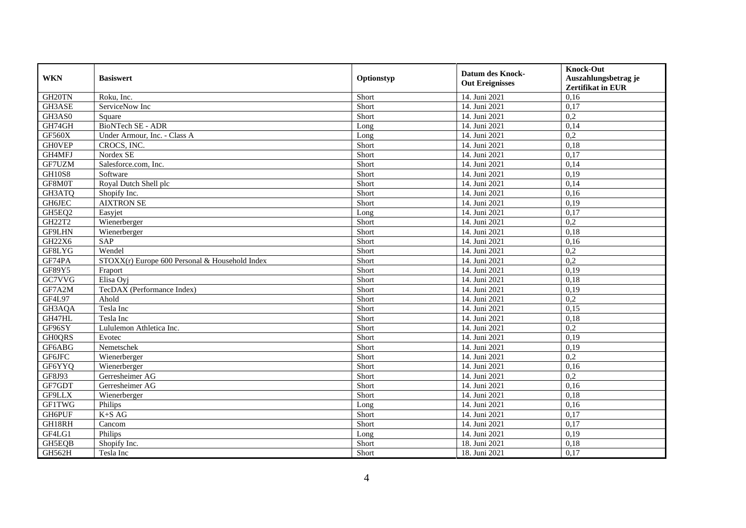| WKN | Basiswert | Optionstyp | Datum des Knock-Out Ereignisses | Knock-Out Auszahlungsbetrag je Zertifikat in EUR |
|---|---|---|---|---|
| GH20TN | Roku, Inc. | Short | 14. Juni 2021 | 0,16 |
| GH3ASE | ServiceNow Inc | Short | 14. Juni 2021 | 0,17 |
| GH3AS0 | Square | Short | 14. Juni 2021 | 0,2 |
| GH74GH | BioNTech SE - ADR | Long | 14. Juni 2021 | 0,14 |
| GF560X | Under Armour, Inc. - Class A | Long | 14. Juni 2021 | 0,2 |
| GH0VEP | CROCS, INC. | Short | 14. Juni 2021 | 0,18 |
| GH4MFJ | Nordex SE | Short | 14. Juni 2021 | 0,17 |
| GF7UZM | Salesforce.com, Inc. | Short | 14. Juni 2021 | 0,14 |
| GH10S8 | Software | Short | 14. Juni 2021 | 0,19 |
| GF8M0T | Royal Dutch Shell plc | Short | 14. Juni 2021 | 0,14 |
| GH3ATQ | Shopify Inc. | Short | 14. Juni 2021 | 0,16 |
| GH6JEC | AIXTRON SE | Short | 14. Juni 2021 | 0,19 |
| GH5EQ2 | Easyjet | Long | 14. Juni 2021 | 0,17 |
| GH22T2 | Wienerberger | Short | 14. Juni 2021 | 0,2 |
| GF9LHN | Wienerberger | Short | 14. Juni 2021 | 0,18 |
| GH22X6 | SAP | Short | 14. Juni 2021 | 0,16 |
| GF8LYG | Wendel | Short | 14. Juni 2021 | 0,2 |
| GF74PA | STOXX(r) Europe 600 Personal & Household Index | Short | 14. Juni 2021 | 0,2 |
| GF89Y5 | Fraport | Short | 14. Juni 2021 | 0,19 |
| GC7VVG | Elisa Oyj | Short | 14. Juni 2021 | 0,18 |
| GF7A2M | TecDAX (Performance Index) | Short | 14. Juni 2021 | 0,19 |
| GF4L97 | Ahold | Short | 14. Juni 2021 | 0,2 |
| GH3AQA | Tesla Inc | Short | 14. Juni 2021 | 0,15 |
| GH47HL | Tesla Inc | Short | 14. Juni 2021 | 0,18 |
| GF96SY | Lululemon Athletica Inc. | Short | 14. Juni 2021 | 0,2 |
| GH0QRS | Evotec | Short | 14. Juni 2021 | 0,19 |
| GF6ABG | Nemetschek | Short | 14. Juni 2021 | 0,19 |
| GF6JFC | Wienerberger | Short | 14. Juni 2021 | 0,2 |
| GF6YYQ | Wienerberger | Short | 14. Juni 2021 | 0,16 |
| GF8J93 | Gerresheimer AG | Short | 14. Juni 2021 | 0,2 |
| GF7GDT | Gerresheimer AG | Short | 14. Juni 2021 | 0,16 |
| GF9LLX | Wienerberger | Short | 14. Juni 2021 | 0,18 |
| GF1TWG | Philips | Long | 14. Juni 2021 | 0,16 |
| GH6PUF | K+S AG | Short | 14. Juni 2021 | 0,17 |
| GH18RH | Cancom | Short | 14. Juni 2021 | 0,17 |
| GF4LG1 | Philips | Long | 14. Juni 2021 | 0,19 |
| GH5EQB | Shopify Inc. | Short | 18. Juni 2021 | 0,18 |
| GH562H | Tesla Inc | Short | 18. Juni 2021 | 0,17 |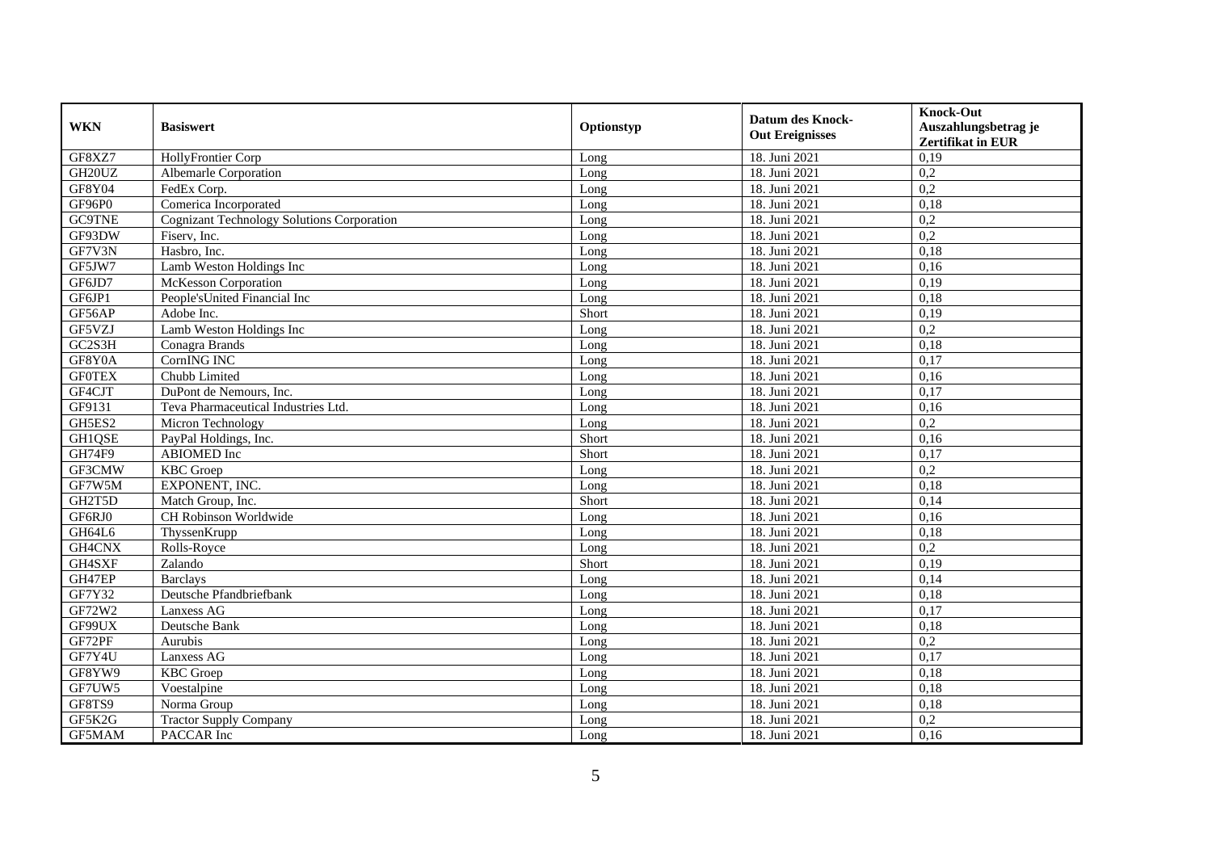| WKN | Basiswert | Optionstyp | Datum des Knock-Out Ereignisses | Knock-Out Auszahlungsbetrag je Zertifikat in EUR |
|---|---|---|---|---|
| GF8XZ7 | HollyFrontier Corp | Long | 18. Juni 2021 | 0,19 |
| GH20UZ | Albemarle Corporation | Long | 18. Juni 2021 | 0,2 |
| GF8Y04 | FedEx Corp. | Long | 18. Juni 2021 | 0,2 |
| GF96P0 | Comerica Incorporated | Long | 18. Juni 2021 | 0,18 |
| GC9TNE | Cognizant Technology Solutions Corporation | Long | 18. Juni 2021 | 0,2 |
| GF93DW | Fiserv, Inc. | Long | 18. Juni 2021 | 0,2 |
| GF7V3N | Hasbro, Inc. | Long | 18. Juni 2021 | 0,18 |
| GF5JW7 | Lamb Weston Holdings Inc | Long | 18. Juni 2021 | 0,16 |
| GF6JD7 | McKesson Corporation | Long | 18. Juni 2021 | 0,19 |
| GF6JP1 | People'sUnited Financial Inc | Long | 18. Juni 2021 | 0,18 |
| GF56AP | Adobe Inc. | Short | 18. Juni 2021 | 0,19 |
| GF5VZJ | Lamb Weston Holdings Inc | Long | 18. Juni 2021 | 0,2 |
| GC2S3H | Conagra Brands | Long | 18. Juni 2021 | 0,18 |
| GF8Y0A | CornING INC | Long | 18. Juni 2021 | 0,17 |
| GF0TEX | Chubb Limited | Long | 18. Juni 2021 | 0,16 |
| GF4CJT | DuPont de Nemours, Inc. | Long | 18. Juni 2021 | 0,17 |
| GF9131 | Teva Pharmaceutical Industries Ltd. | Long | 18. Juni 2021 | 0,16 |
| GH5ES2 | Micron Technology | Long | 18. Juni 2021 | 0,2 |
| GH1QSE | PayPal Holdings, Inc. | Short | 18. Juni 2021 | 0,16 |
| GH74F9 | ABIOMED Inc | Short | 18. Juni 2021 | 0,17 |
| GF3CMW | KBC Groep | Long | 18. Juni 2021 | 0,2 |
| GF7W5M | EXPONENT, INC. | Long | 18. Juni 2021 | 0,18 |
| GH2T5D | Match Group, Inc. | Short | 18. Juni 2021 | 0,14 |
| GF6RJ0 | CH Robinson Worldwide | Long | 18. Juni 2021 | 0,16 |
| GH64L6 | ThyssenKrupp | Long | 18. Juni 2021 | 0,18 |
| GH4CNX | Rolls-Royce | Long | 18. Juni 2021 | 0,2 |
| GH4SXF | Zalando | Short | 18. Juni 2021 | 0,19 |
| GH47EP | Barclays | Long | 18. Juni 2021 | 0,14 |
| GF7Y32 | Deutsche Pfandbriefbank | Long | 18. Juni 2021 | 0,18 |
| GF72W2 | Lanxess AG | Long | 18. Juni 2021 | 0,17 |
| GF99UX | Deutsche Bank | Long | 18. Juni 2021 | 0,18 |
| GF72PF | Aurubis | Long | 18. Juni 2021 | 0,2 |
| GF7Y4U | Lanxess AG | Long | 18. Juni 2021 | 0,17 |
| GF8YW9 | KBC Groep | Long | 18. Juni 2021 | 0,18 |
| GF7UW5 | Voestalpine | Long | 18. Juni 2021 | 0,18 |
| GF8TS9 | Norma Group | Long | 18. Juni 2021 | 0,18 |
| GF5K2G | Tractor Supply Company | Long | 18. Juni 2021 | 0,2 |
| GF5MAM | PACCAR Inc | Long | 18. Juni 2021 | 0,16 |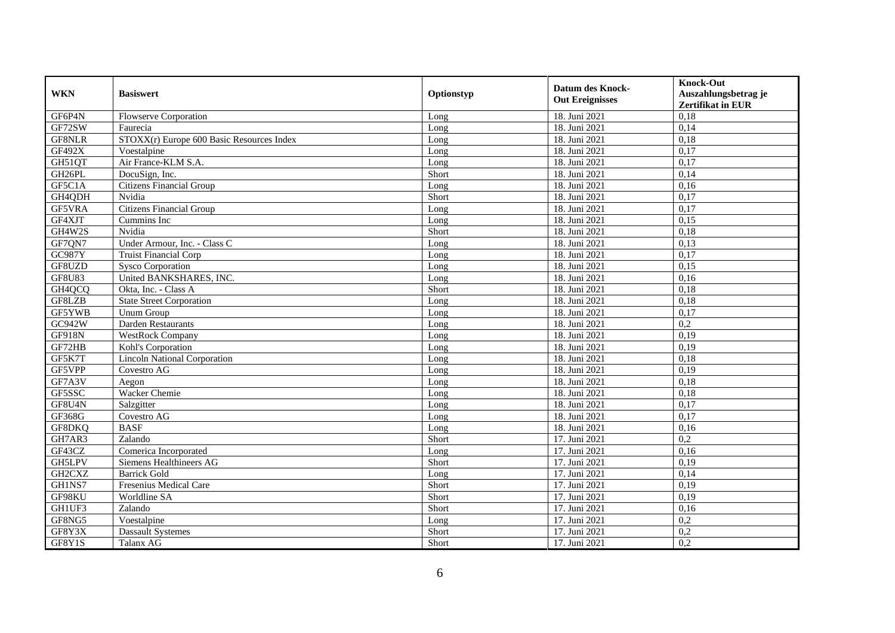| WKN | Basiswert | Optionstyp | Datum des Knock-Out Ereignisses | Knock-Out Auszahlungsbetrag je Zertifikat in EUR |
|---|---|---|---|---|
| GF6P4N | Flowserve Corporation | Long | 18. Juni 2021 | 0,18 |
| GF72SW | Faurecia | Long | 18. Juni 2021 | 0,14 |
| GF8NLR | STOXX(r) Europe 600 Basic Resources Index | Long | 18. Juni 2021 | 0,18 |
| GF492X | Voestalpine | Long | 18. Juni 2021 | 0,17 |
| GH51QT | Air France-KLM S.A. | Long | 18. Juni 2021 | 0,17 |
| GH26PL | DocuSign, Inc. | Short | 18. Juni 2021 | 0,14 |
| GF5C1A | Citizens Financial Group | Long | 18. Juni 2021 | 0,16 |
| GH4QDH | Nvidia | Short | 18. Juni 2021 | 0,17 |
| GF5VRA | Citizens Financial Group | Long | 18. Juni 2021 | 0,17 |
| GF4XJT | Cummins Inc | Long | 18. Juni 2021 | 0,15 |
| GH4W2S | Nvidia | Short | 18. Juni 2021 | 0,18 |
| GF7QN7 | Under Armour, Inc. - Class C | Long | 18. Juni 2021 | 0,13 |
| GC987Y | Truist Financial Corp | Long | 18. Juni 2021 | 0,17 |
| GF8UZD | Sysco Corporation | Long | 18. Juni 2021 | 0,15 |
| GF8U83 | United BANKSHARES, INC. | Long | 18. Juni 2021 | 0,16 |
| GH4QCQ | Okta, Inc. - Class A | Short | 18. Juni 2021 | 0,18 |
| GF8LZB | State Street Corporation | Long | 18. Juni 2021 | 0,18 |
| GF5YWB | Unum Group | Long | 18. Juni 2021 | 0,17 |
| GC942W | Darden Restaurants | Long | 18. Juni 2021 | 0,2 |
| GF918N | WestRock Company | Long | 18. Juni 2021 | 0,19 |
| GF72HB | Kohl's Corporation | Long | 18. Juni 2021 | 0,19 |
| GF5K7T | Lincoln National Corporation | Long | 18. Juni 2021 | 0,18 |
| GF5VPP | Covestro AG | Long | 18. Juni 2021 | 0,19 |
| GF7A3V | Aegon | Long | 18. Juni 2021 | 0,18 |
| GF5SSC | Wacker Chemie | Long | 18. Juni 2021 | 0,18 |
| GF8U4N | Salzgitter | Long | 18. Juni 2021 | 0,17 |
| GF368G | Covestro AG | Long | 18. Juni 2021 | 0,17 |
| GF8DKQ | BASF | Long | 18. Juni 2021 | 0,16 |
| GH7AR3 | Zalando | Short | 17. Juni 2021 | 0,2 |
| GF43CZ | Comerica Incorporated | Long | 17. Juni 2021 | 0,16 |
| GH5LPV | Siemens Healthineers AG | Short | 17. Juni 2021 | 0,19 |
| GH2CXZ | Barrick Gold | Long | 17. Juni 2021 | 0,14 |
| GH1NS7 | Fresenius Medical Care | Short | 17. Juni 2021 | 0,19 |
| GF98KU | Worldline SA | Short | 17. Juni 2021 | 0,19 |
| GH1UF3 | Zalando | Short | 17. Juni 2021 | 0,16 |
| GF8NG5 | Voestalpine | Long | 17. Juni 2021 | 0,2 |
| GF8Y3X | Dassault Systemes | Short | 17. Juni 2021 | 0,2 |
| GF8Y1S | Talanx AG | Short | 17. Juni 2021 | 0,2 |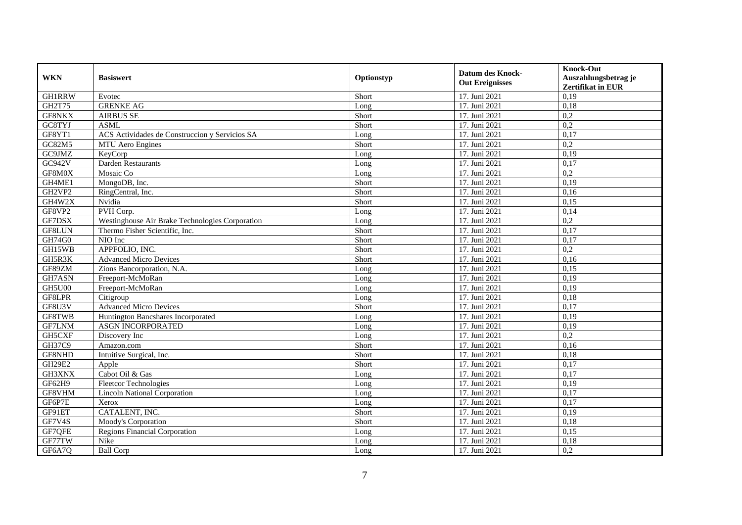| WKN | Basiswert | Optionstyp | Datum des Knock-Out Ereignisses | Knock-Out Auszahlungsbetrag je Zertifikat in EUR |
|---|---|---|---|---|
| GH1RRW | Evotec | Short | 17. Juni 2021 | 0,19 |
| GH2T75 | GRENKE AG | Long | 17. Juni 2021 | 0,18 |
| GF8NKX | AIRBUS SE | Short | 17. Juni 2021 | 0,2 |
| GC8TYJ | ASML | Short | 17. Juni 2021 | 0,2 |
| GF8YT1 | ACS Actividades de Construccion y Servicios SA | Long | 17. Juni 2021 | 0,17 |
| GC82M5 | MTU Aero Engines | Short | 17. Juni 2021 | 0,2 |
| GC9JMZ | KeyCorp | Long | 17. Juni 2021 | 0,19 |
| GC942V | Darden Restaurants | Long | 17. Juni 2021 | 0,17 |
| GF8M0X | Mosaic Co | Long | 17. Juni 2021 | 0,2 |
| GH4ME1 | MongoDB, Inc. | Short | 17. Juni 2021 | 0,19 |
| GH2VP2 | RingCentral, Inc. | Short | 17. Juni 2021 | 0,16 |
| GH4W2X | Nvidia | Short | 17. Juni 2021 | 0,15 |
| GF8VP2 | PVH Corp. | Long | 17. Juni 2021 | 0,14 |
| GF7DSX | Westinghouse Air Brake Technologies Corporation | Long | 17. Juni 2021 | 0,2 |
| GF8LUN | Thermo Fisher Scientific, Inc. | Short | 17. Juni 2021 | 0,17 |
| GH74G0 | NIO Inc | Short | 17. Juni 2021 | 0,17 |
| GH15WB | APPFOLIO, INC. | Short | 17. Juni 2021 | 0,2 |
| GH5R3K | Advanced Micro Devices | Short | 17. Juni 2021 | 0,16 |
| GF89ZM | Zions Bancorporation, N.A. | Long | 17. Juni 2021 | 0,15 |
| GH7ASN | Freeport-McMoRan | Long | 17. Juni 2021 | 0,19 |
| GH5U00 | Freeport-McMoRan | Long | 17. Juni 2021 | 0,19 |
| GF8LPR | Citigroup | Long | 17. Juni 2021 | 0,18 |
| GF8U3V | Advanced Micro Devices | Short | 17. Juni 2021 | 0,17 |
| GF8TWB | Huntington Bancshares Incorporated | Long | 17. Juni 2021 | 0,19 |
| GF7LNM | ASGN INCORPORATED | Long | 17. Juni 2021 | 0,19 |
| GH5CXF | Discovery Inc | Long | 17. Juni 2021 | 0,2 |
| GH37C9 | Amazon.com | Short | 17. Juni 2021 | 0,16 |
| GF8NHD | Intuitive Surgical, Inc. | Short | 17. Juni 2021 | 0,18 |
| GH29E2 | Apple | Short | 17. Juni 2021 | 0,17 |
| GH3XNX | Cabot Oil & Gas | Long | 17. Juni 2021 | 0,17 |
| GF62H9 | Fleetcor Technologies | Long | 17. Juni 2021 | 0,19 |
| GF8VHM | Lincoln National Corporation | Long | 17. Juni 2021 | 0,17 |
| GF6P7E | Xerox | Long | 17. Juni 2021 | 0,17 |
| GF91ET | CATALENT, INC. | Short | 17. Juni 2021 | 0,19 |
| GF7V4S | Moody's Corporation | Short | 17. Juni 2021 | 0,18 |
| GF7QFE | Regions Financial Corporation | Long | 17. Juni 2021 | 0,15 |
| GF77TW | Nike | Long | 17. Juni 2021 | 0,18 |
| GF6A7Q | Ball Corp | Long | 17. Juni 2021 | 0,2 |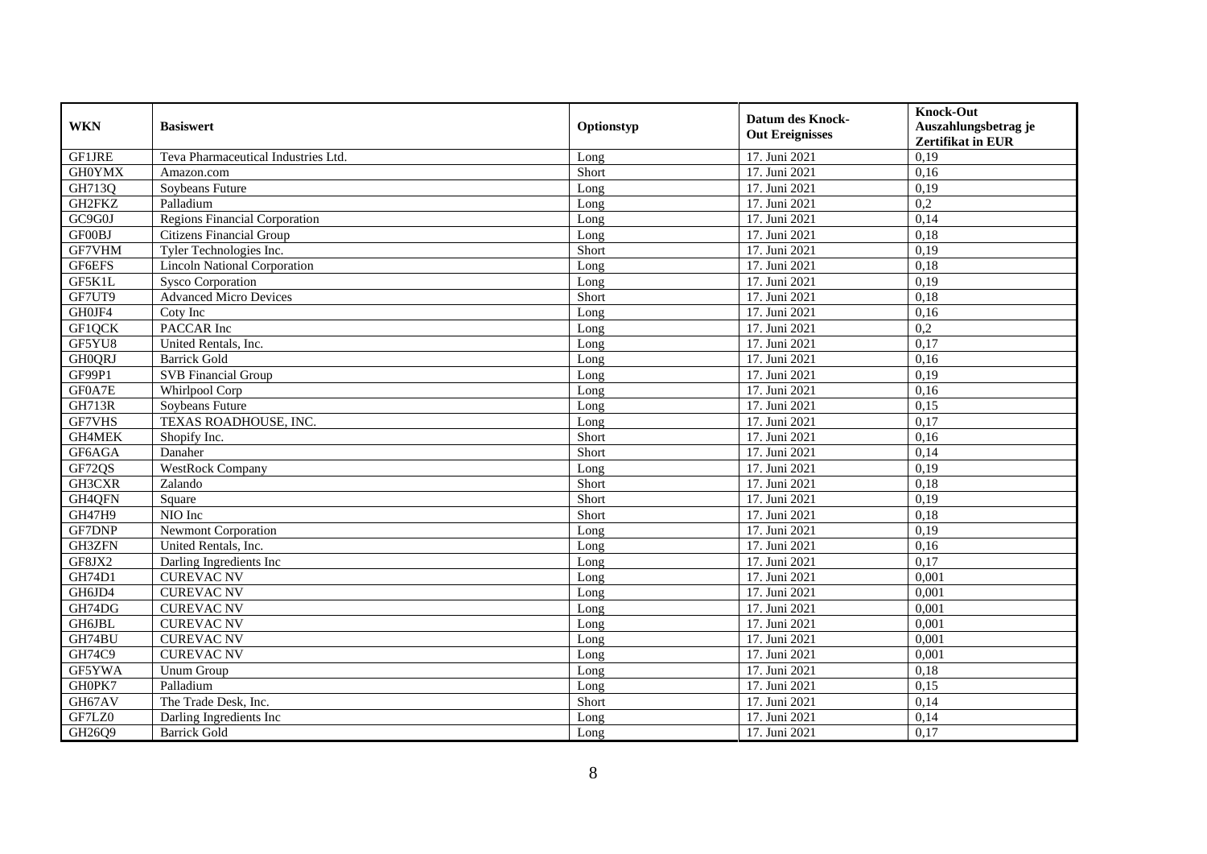| WKN | Basiswert | Optionstyp | Datum des Knock-Out Ereignisses | Knock-Out Auszahlungsbetrag je Zertifikat in EUR |
|---|---|---|---|---|
| GF1JRE | Teva Pharmaceutical Industries Ltd. | Long | 17. Juni 2021 | 0,19 |
| GH0YMX | Amazon.com | Short | 17. Juni 2021 | 0,16 |
| GH713Q | Soybeans Future | Long | 17. Juni 2021 | 0,19 |
| GH2FKZ | Palladium | Long | 17. Juni 2021 | 0,2 |
| GC9G0J | Regions Financial Corporation | Long | 17. Juni 2021 | 0,14 |
| GF00BJ | Citizens Financial Group | Long | 17. Juni 2021 | 0,18 |
| GF7VHM | Tyler Technologies Inc. | Short | 17. Juni 2021 | 0,19 |
| GF6EFS | Lincoln National Corporation | Long | 17. Juni 2021 | 0,18 |
| GF5K1L | Sysco Corporation | Long | 17. Juni 2021 | 0,19 |
| GF7UT9 | Advanced Micro Devices | Short | 17. Juni 2021 | 0,18 |
| GH0JF4 | Coty Inc | Long | 17. Juni 2021 | 0,16 |
| GF1QCK | PACCAR Inc | Long | 17. Juni 2021 | 0,2 |
| GF5YU8 | United Rentals, Inc. | Long | 17. Juni 2021 | 0,17 |
| GH0QRJ | Barrick Gold | Long | 17. Juni 2021 | 0,16 |
| GF99P1 | SVB Financial Group | Long | 17. Juni 2021 | 0,19 |
| GF0A7E | Whirlpool Corp | Long | 17. Juni 2021 | 0,16 |
| GH713R | Soybeans Future | Long | 17. Juni 2021 | 0,15 |
| GF7VHS | TEXAS ROADHOUSE, INC. | Long | 17. Juni 2021 | 0,17 |
| GH4MEK | Shopify Inc. | Short | 17. Juni 2021 | 0,16 |
| GF6AGA | Danaher | Short | 17. Juni 2021 | 0,14 |
| GF72QS | WestRock Company | Long | 17. Juni 2021 | 0,19 |
| GH3CXR | Zalando | Short | 17. Juni 2021 | 0,18 |
| GH4QFN | Square | Short | 17. Juni 2021 | 0,19 |
| GH47H9 | NIO Inc | Short | 17. Juni 2021 | 0,18 |
| GF7DNP | Newmont Corporation | Long | 17. Juni 2021 | 0,19 |
| GH3ZFN | United Rentals, Inc. | Long | 17. Juni 2021 | 0,16 |
| GF8JX2 | Darling Ingredients Inc | Long | 17. Juni 2021 | 0,17 |
| GH74D1 | CUREVAC NV | Long | 17. Juni 2021 | 0,001 |
| GH6JD4 | CUREVAC NV | Long | 17. Juni 2021 | 0,001 |
| GH74DG | CUREVAC NV | Long | 17. Juni 2021 | 0,001 |
| GH6JBL | CUREVAC NV | Long | 17. Juni 2021 | 0,001 |
| GH74BU | CUREVAC NV | Long | 17. Juni 2021 | 0,001 |
| GH74C9 | CUREVAC NV | Long | 17. Juni 2021 | 0,001 |
| GF5YWA | Unum Group | Long | 17. Juni 2021 | 0,18 |
| GH0PK7 | Palladium | Long | 17. Juni 2021 | 0,15 |
| GH67AV | The Trade Desk, Inc. | Short | 17. Juni 2021 | 0,14 |
| GF7LZ0 | Darling Ingredients Inc | Long | 17. Juni 2021 | 0,14 |
| GH26Q9 | Barrick Gold | Long | 17. Juni 2021 | 0,17 |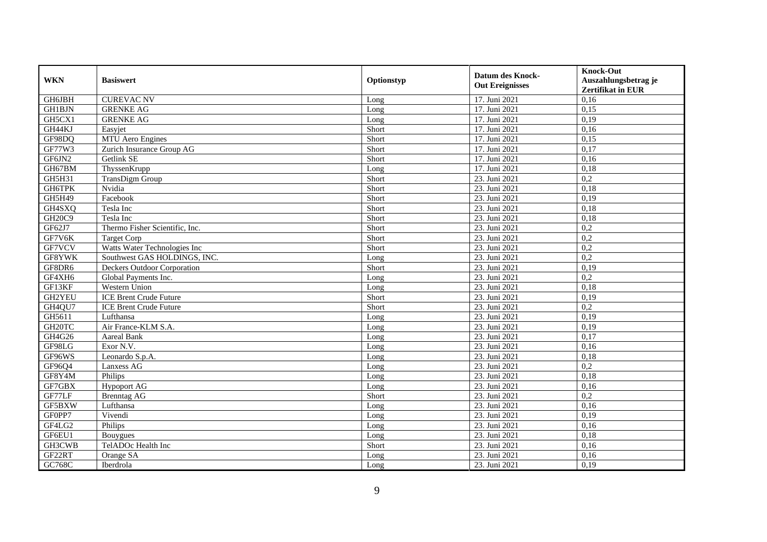| WKN | Basiswert | Optionstyp | Datum des Knock-Out Ereignisses | Knock-Out Auszahlungsbetrag je Zertifikat in EUR |
| --- | --- | --- | --- | --- |
| GH6JBH | CUREVAC NV | Long | 17. Juni 2021 | 0,16 |
| GH1BJN | GRENKE AG | Long | 17. Juni 2021 | 0,15 |
| GH5CX1 | GRENKE AG | Long | 17. Juni 2021 | 0,19 |
| GH44KJ | Easyjet | Short | 17. Juni 2021 | 0,16 |
| GF98DQ | MTU Aero Engines | Short | 17. Juni 2021 | 0,15 |
| GF77W3 | Zurich Insurance Group AG | Short | 17. Juni 2021 | 0,17 |
| GF6JN2 | Getlink SE | Short | 17. Juni 2021 | 0,16 |
| GH67BM | ThyssenKrupp | Long | 17. Juni 2021 | 0,18 |
| GH5H31 | TransDigm Group | Short | 23. Juni 2021 | 0,2 |
| GH6TPK | Nvidia | Short | 23. Juni 2021 | 0,18 |
| GH5H49 | Facebook | Short | 23. Juni 2021 | 0,19 |
| GH4SXQ | Tesla Inc | Short | 23. Juni 2021 | 0,18 |
| GH20C9 | Tesla Inc | Short | 23. Juni 2021 | 0,18 |
| GF62J7 | Thermo Fisher Scientific, Inc. | Short | 23. Juni 2021 | 0,2 |
| GF7V6K | Target Corp | Short | 23. Juni 2021 | 0,2 |
| GF7VCV | Watts Water Technologies Inc | Short | 23. Juni 2021 | 0,2 |
| GF8YWK | Southwest GAS HOLDINGS, INC. | Long | 23. Juni 2021 | 0,2 |
| GF8DR6 | Deckers Outdoor Corporation | Short | 23. Juni 2021 | 0,19 |
| GF4XH6 | Global Payments Inc. | Long | 23. Juni 2021 | 0,2 |
| GF13KF | Western Union | Long | 23. Juni 2021 | 0,18 |
| GH2YEU | ICE Brent Crude Future | Short | 23. Juni 2021 | 0,19 |
| GH4QU7 | ICE Brent Crude Future | Short | 23. Juni 2021 | 0,2 |
| GH5611 | Lufthansa | Long | 23. Juni 2021 | 0,19 |
| GH20TC | Air France-KLM S.A. | Long | 23. Juni 2021 | 0,19 |
| GH4G26 | Aareal Bank | Long | 23. Juni 2021 | 0,17 |
| GF98LG | Exor N.V. | Long | 23. Juni 2021 | 0,16 |
| GF96WS | Leonardo S.p.A. | Long | 23. Juni 2021 | 0,18 |
| GF96Q4 | Lanxess AG | Long | 23. Juni 2021 | 0,2 |
| GF8Y4M | Philips | Long | 23. Juni 2021 | 0,18 |
| GF7GBX | Hypoport AG | Long | 23. Juni 2021 | 0,16 |
| GF77LF | Brenntag AG | Short | 23. Juni 2021 | 0,2 |
| GF5BXW | Lufthansa | Long | 23. Juni 2021 | 0,16 |
| GF0PP7 | Vivendi | Long | 23. Juni 2021 | 0,19 |
| GF4LG2 | Philips | Long | 23. Juni 2021 | 0,16 |
| GF6EU1 | Bouygues | Long | 23. Juni 2021 | 0,18 |
| GH3CWB | TelADOc Health Inc | Short | 23. Juni 2021 | 0,16 |
| GF22RT | Orange SA | Long | 23. Juni 2021 | 0,16 |
| GC768C | Iberdrola | Long | 23. Juni 2021 | 0,19 |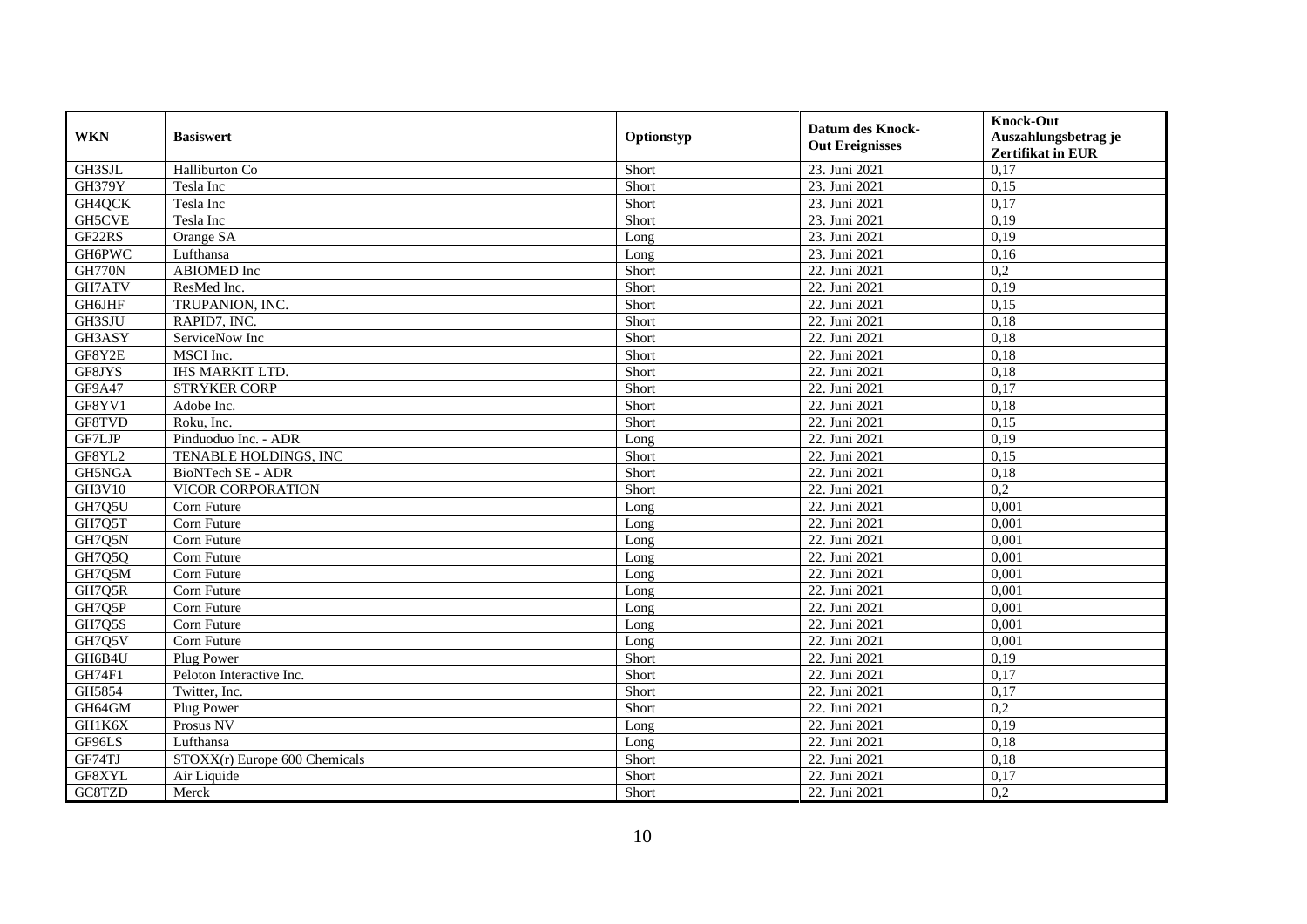| WKN | Basiswert | Optionstyp | Datum des Knock-Out Ereignisses | Knock-Out Auszahlungsbetrag je Zertifikat in EUR |
|---|---|---|---|---|
| GH3SJL | Halliburton Co | Short | 23. Juni 2021 | 0,17 |
| GH379Y | Tesla Inc | Short | 23. Juni 2021 | 0,15 |
| GH4QCK | Tesla Inc | Short | 23. Juni 2021 | 0,17 |
| GH5CVE | Tesla Inc | Short | 23. Juni 2021 | 0,19 |
| GF22RS | Orange SA | Long | 23. Juni 2021 | 0,19 |
| GH6PWC | Lufthansa | Long | 23. Juni 2021 | 0,16 |
| GH770N | ABIOMED Inc | Short | 22. Juni 2021 | 0,2 |
| GH7ATV | ResMed Inc. | Short | 22. Juni 2021 | 0,19 |
| GH6JHF | TRUPANION, INC. | Short | 22. Juni 2021 | 0,15 |
| GH3SJU | RAPID7, INC. | Short | 22. Juni 2021 | 0,18 |
| GH3ASY | ServiceNow Inc | Short | 22. Juni 2021 | 0,18 |
| GF8Y2E | MSCI Inc. | Short | 22. Juni 2021 | 0,18 |
| GF8JYS | IHS MARKIT LTD. | Short | 22. Juni 2021 | 0,18 |
| GF9A47 | STRYKER CORP | Short | 22. Juni 2021 | 0,17 |
| GF8YV1 | Adobe Inc. | Short | 22. Juni 2021 | 0,18 |
| GF8TVD | Roku, Inc. | Short | 22. Juni 2021 | 0,15 |
| GF7LJP | Pinduoduo Inc. - ADR | Long | 22. Juni 2021 | 0,19 |
| GF8YL2 | TENABLE HOLDINGS, INC | Short | 22. Juni 2021 | 0,15 |
| GH5NGA | BioNTech SE - ADR | Short | 22. Juni 2021 | 0,18 |
| GH3V10 | VICOR CORPORATION | Short | 22. Juni 2021 | 0,2 |
| GH7Q5U | Corn Future | Long | 22. Juni 2021 | 0,001 |
| GH7Q5T | Corn Future | Long | 22. Juni 2021 | 0,001 |
| GH7Q5N | Corn Future | Long | 22. Juni 2021 | 0,001 |
| GH7Q5Q | Corn Future | Long | 22. Juni 2021 | 0,001 |
| GH7Q5M | Corn Future | Long | 22. Juni 2021 | 0,001 |
| GH7Q5R | Corn Future | Long | 22. Juni 2021 | 0,001 |
| GH7Q5P | Corn Future | Long | 22. Juni 2021 | 0,001 |
| GH7Q5S | Corn Future | Long | 22. Juni 2021 | 0,001 |
| GH7Q5V | Corn Future | Long | 22. Juni 2021 | 0,001 |
| GH6B4U | Plug Power | Short | 22. Juni 2021 | 0,19 |
| GH74F1 | Peloton Interactive Inc. | Short | 22. Juni 2021 | 0,17 |
| GH5854 | Twitter, Inc. | Short | 22. Juni 2021 | 0,17 |
| GH64GM | Plug Power | Short | 22. Juni 2021 | 0,2 |
| GH1K6X | Prosus NV | Long | 22. Juni 2021 | 0,19 |
| GF96LS | Lufthansa | Long | 22. Juni 2021 | 0,18 |
| GF74TJ | STOXX(r) Europe 600 Chemicals | Short | 22. Juni 2021 | 0,18 |
| GF8XYL | Air Liquide | Short | 22. Juni 2021 | 0,17 |
| GC8TZD | Merck | Short | 22. Juni 2021 | 0,2 |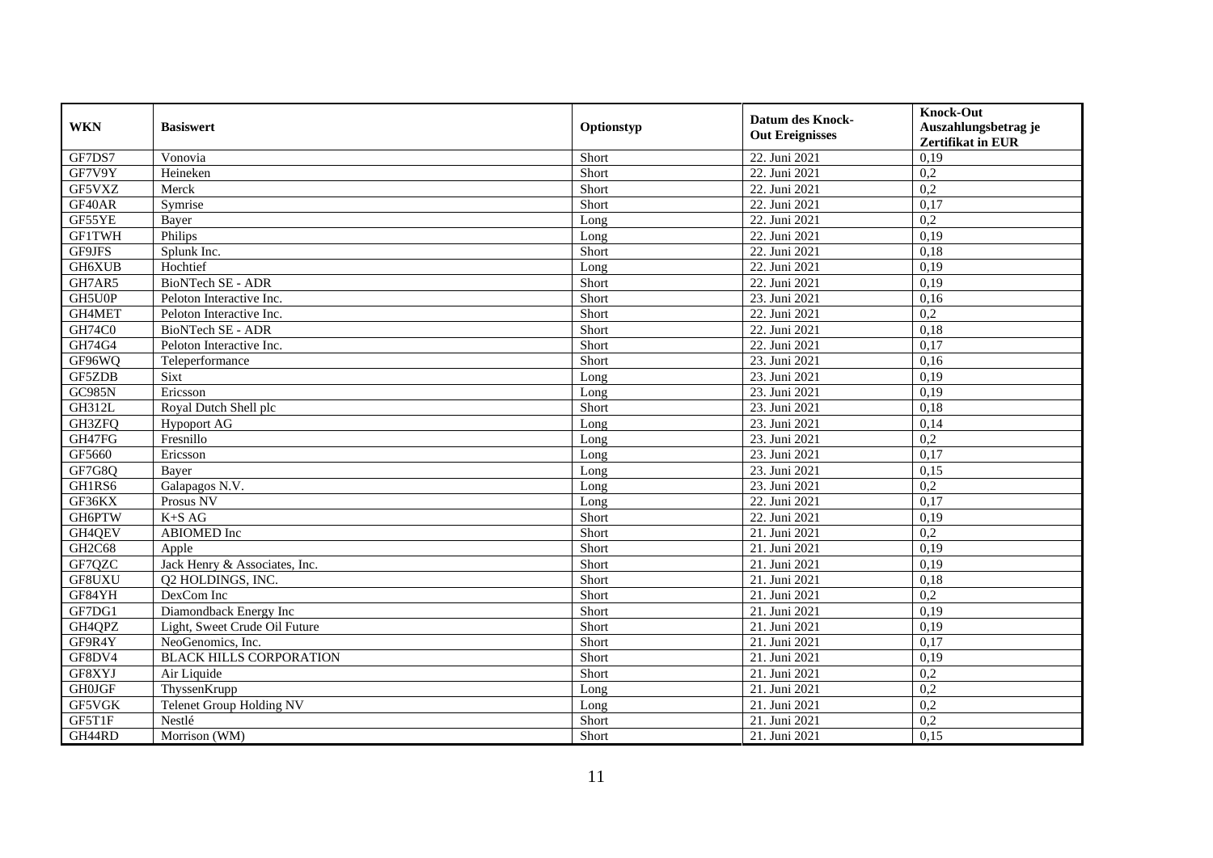| WKN | Basiswert | Optionstyp | Datum des Knock-Out Ereignisses | Knock-Out Auszahlungsbetrag je Zertifikat in EUR |
|---|---|---|---|---|
| GF7DS7 | Vonovia | Short | 22. Juni 2021 | 0,19 |
| GF7V9Y | Heineken | Short | 22. Juni 2021 | 0,2 |
| GF5VXZ | Merck | Short | 22. Juni 2021 | 0,2 |
| GF40AR | Symrise | Short | 22. Juni 2021 | 0,17 |
| GF55YE | Bayer | Long | 22. Juni 2021 | 0,2 |
| GF1TWH | Philips | Long | 22. Juni 2021 | 0,19 |
| GF9JFS | Splunk Inc. | Short | 22. Juni 2021 | 0,18 |
| GH6XUB | Hochtief | Long | 22. Juni 2021 | 0,19 |
| GH7AR5 | BioNTech SE - ADR | Short | 22. Juni 2021 | 0,19 |
| GH5U0P | Peloton Interactive Inc. | Short | 23. Juni 2021 | 0,16 |
| GH4MET | Peloton Interactive Inc. | Short | 22. Juni 2021 | 0,2 |
| GH74C0 | BioNTech SE - ADR | Short | 22. Juni 2021 | 0,18 |
| GH74G4 | Peloton Interactive Inc. | Short | 22. Juni 2021 | 0,17 |
| GF96WQ | Teleperformance | Short | 23. Juni 2021 | 0,16 |
| GF5ZDB | Sixt | Long | 23. Juni 2021 | 0,19 |
| GC985N | Ericsson | Long | 23. Juni 2021 | 0,19 |
| GH312L | Royal Dutch Shell plc | Short | 23. Juni 2021 | 0,18 |
| GH3ZFQ | Hypoport AG | Long | 23. Juni 2021 | 0,14 |
| GH47FG | Fresnillo | Long | 23. Juni 2021 | 0,2 |
| GF5660 | Ericsson | Long | 23. Juni 2021 | 0,17 |
| GF7G8Q | Bayer | Long | 23. Juni 2021 | 0,15 |
| GH1RS6 | Galapagos N.V. | Long | 23. Juni 2021 | 0,2 |
| GF36KX | Prosus NV | Long | 22. Juni 2021 | 0,17 |
| GH6PTW | K+S AG | Short | 22. Juni 2021 | 0,19 |
| GH4QEV | ABIOMED Inc | Short | 21. Juni 2021 | 0,2 |
| GH2C68 | Apple | Short | 21. Juni 2021 | 0,19 |
| GF7QZC | Jack Henry & Associates, Inc. | Short | 21. Juni 2021 | 0,19 |
| GF8UXU | Q2 HOLDINGS, INC. | Short | 21. Juni 2021 | 0,18 |
| GF84YH | DexCom Inc | Short | 21. Juni 2021 | 0,2 |
| GF7DG1 | Diamondback Energy Inc | Short | 21. Juni 2021 | 0,19 |
| GH4QPZ | Light, Sweet Crude Oil Future | Short | 21. Juni 2021 | 0,19 |
| GF9R4Y | NeoGenomics, Inc. | Short | 21. Juni 2021 | 0,17 |
| GF8DV4 | BLACK HILLS CORPORATION | Short | 21. Juni 2021 | 0,19 |
| GF8XYJ | Air Liquide | Short | 21. Juni 2021 | 0,2 |
| GH0JGF | ThyssenKrupp | Long | 21. Juni 2021 | 0,2 |
| GF5VGK | Telenet Group Holding NV | Long | 21. Juni 2021 | 0,2 |
| GF5T1F | Nestlé | Short | 21. Juni 2021 | 0,2 |
| GH44RD | Morrison (WM) | Short | 21. Juni 2021 | 0,15 |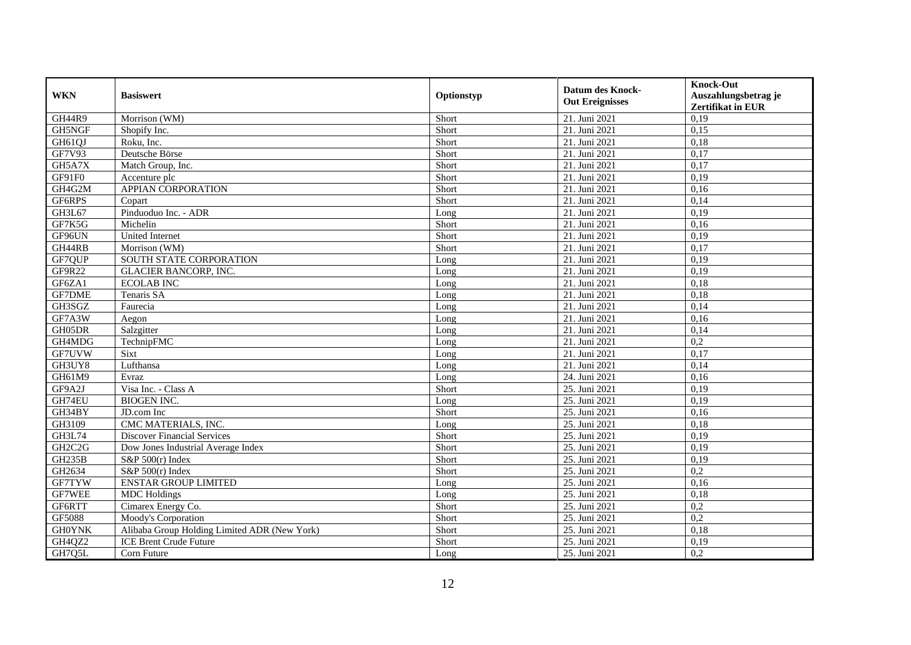| WKN | Basiswert | Optionstyp | Datum des Knock-Out Ereignisses | Knock-Out Auszahlungsbetrag je Zertifikat in EUR |
|---|---|---|---|---|
| GH44R9 | Morrison (WM) | Short | 21. Juni 2021 | 0,19 |
| GH5NGF | Shopify Inc. | Short | 21. Juni 2021 | 0,15 |
| GH61QJ | Roku, Inc. | Short | 21. Juni 2021 | 0,18 |
| GF7V93 | Deutsche Börse | Short | 21. Juni 2021 | 0,17 |
| GH5A7X | Match Group, Inc. | Short | 21. Juni 2021 | 0,17 |
| GF91F0 | Accenture plc | Short | 21. Juni 2021 | 0,19 |
| GH4G2M | APPIAN CORPORATION | Short | 21. Juni 2021 | 0,16 |
| GF6RPS | Copart | Short | 21. Juni 2021 | 0,14 |
| GH3L67 | Pinduoduo Inc. - ADR | Long | 21. Juni 2021 | 0,19 |
| GF7K5G | Michelin | Short | 21. Juni 2021 | 0,16 |
| GF96UN | United Internet | Short | 21. Juni 2021 | 0,19 |
| GH44RB | Morrison (WM) | Short | 21. Juni 2021 | 0,17 |
| GF7QUP | SOUTH STATE CORPORATION | Long | 21. Juni 2021 | 0,19 |
| GF9R22 | GLACIER BANCORP, INC. | Long | 21. Juni 2021 | 0,19 |
| GF6ZA1 | ECOLAB INC | Long | 21. Juni 2021 | 0,18 |
| GF7DME | Tenaris SA | Long | 21. Juni 2021 | 0,18 |
| GH3SGZ | Faurecia | Long | 21. Juni 2021 | 0,14 |
| GF7A3W | Aegon | Long | 21. Juni 2021 | 0,16 |
| GH05DR | Salzgitter | Long | 21. Juni 2021 | 0,14 |
| GH4MDG | TechnipFMC | Long | 21. Juni 2021 | 0,2 |
| GF7UVW | Sixt | Long | 21. Juni 2021 | 0,17 |
| GH3UY8 | Lufthansa | Long | 21. Juni 2021 | 0,14 |
| GH61M9 | Evraz | Long | 24. Juni 2021 | 0,16 |
| GF9A2J | Visa Inc. - Class A | Short | 25. Juni 2021 | 0,19 |
| GH74EU | BIOGEN INC. | Long | 25. Juni 2021 | 0,19 |
| GH34BY | JD.com Inc | Short | 25. Juni 2021 | 0,16 |
| GH3109 | CMC MATERIALS, INC. | Long | 25. Juni 2021 | 0,18 |
| GH3L74 | Discover Financial Services | Short | 25. Juni 2021 | 0,19 |
| GH2C2G | Dow Jones Industrial Average Index | Short | 25. Juni 2021 | 0,19 |
| GH235B | S&P 500(r) Index | Short | 25. Juni 2021 | 0,19 |
| GH2634 | S&P 500(r) Index | Short | 25. Juni 2021 | 0,2 |
| GF7TYW | ENSTAR GROUP LIMITED | Long | 25. Juni 2021 | 0,16 |
| GF7WEE | MDC Holdings | Long | 25. Juni 2021 | 0,18 |
| GF6RTT | Cimarex Energy Co. | Short | 25. Juni 2021 | 0,2 |
| GF5088 | Moody's Corporation | Short | 25. Juni 2021 | 0,2 |
| GH0YNK | Alibaba Group Holding Limited ADR (New York) | Short | 25. Juni 2021 | 0,18 |
| GH4QZ2 | ICE Brent Crude Future | Short | 25. Juni 2021 | 0,19 |
| GH7Q5L | Corn Future | Long | 25. Juni 2021 | 0,2 |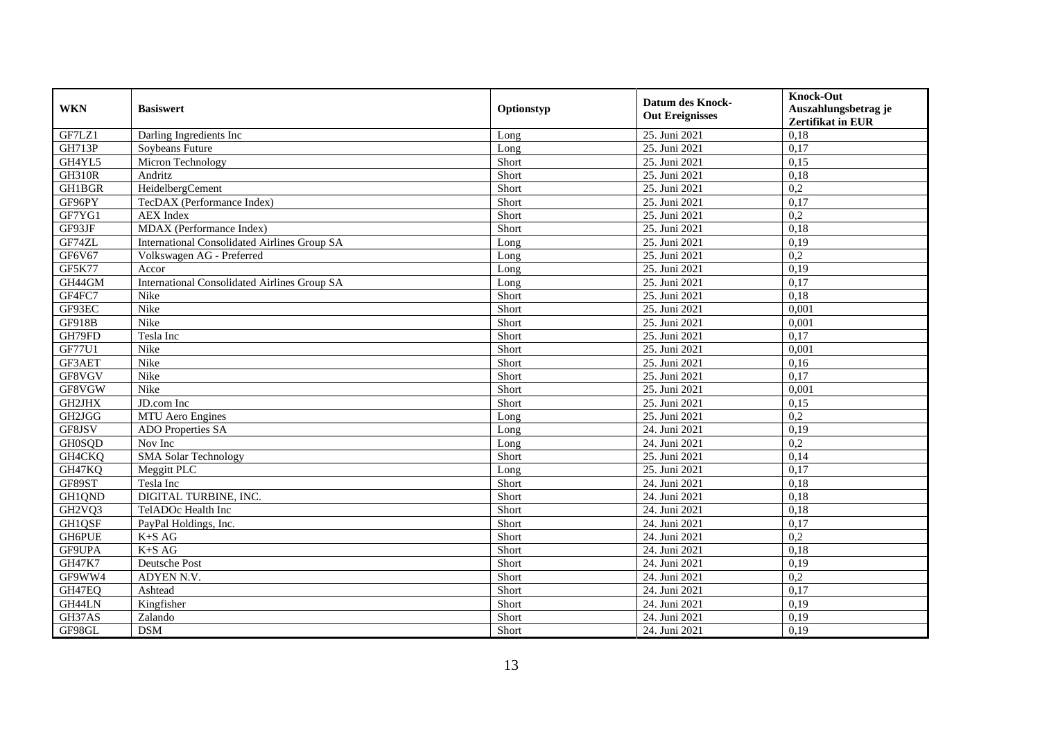| WKN | Basiswert | Optionstyp | Datum des Knock-Out Ereignisses | Knock-Out Auszahlungsbetrag je Zertifikat in EUR |
|---|---|---|---|---|
| GF7LZ1 | Darling Ingredients Inc | Long | 25. Juni 2021 | 0,18 |
| GH713P | Soybeans Future | Long | 25. Juni 2021 | 0,17 |
| GH4YL5 | Micron Technology | Short | 25. Juni 2021 | 0,15 |
| GH310R | Andritz | Short | 25. Juni 2021 | 0,18 |
| GH1BGR | HeidelbergCement | Short | 25. Juni 2021 | 0,2 |
| GF96PY | TecDAX (Performance Index) | Short | 25. Juni 2021 | 0,17 |
| GF7YG1 | AEX Index | Short | 25. Juni 2021 | 0,2 |
| GF93JF | MDAX (Performance Index) | Short | 25. Juni 2021 | 0,18 |
| GF74ZL | International Consolidated Airlines Group SA | Long | 25. Juni 2021 | 0,19 |
| GF6V67 | Volkswagen AG - Preferred | Long | 25. Juni 2021 | 0,2 |
| GF5K77 | Accor | Long | 25. Juni 2021 | 0,19 |
| GH44GM | International Consolidated Airlines Group SA | Long | 25. Juni 2021 | 0,17 |
| GF4FC7 | Nike | Short | 25. Juni 2021 | 0,18 |
| GF93EC | Nike | Short | 25. Juni 2021 | 0,001 |
| GF918B | Nike | Short | 25. Juni 2021 | 0,001 |
| GH79FD | Tesla Inc | Short | 25. Juni 2021 | 0,17 |
| GF77U1 | Nike | Short | 25. Juni 2021 | 0,001 |
| GF3AET | Nike | Short | 25. Juni 2021 | 0,16 |
| GF8VGV | Nike | Short | 25. Juni 2021 | 0,17 |
| GF8VGW | Nike | Short | 25. Juni 2021 | 0,001 |
| GH2JHX | JD.com Inc | Short | 25. Juni 2021 | 0,15 |
| GH2JGG | MTU Aero Engines | Long | 25. Juni 2021 | 0,2 |
| GF8JSV | ADO Properties SA | Long | 24. Juni 2021 | 0,19 |
| GH0SQD | Nov Inc | Long | 24. Juni 2021 | 0,2 |
| GH4CKQ | SMA Solar Technology | Short | 25. Juni 2021 | 0,14 |
| GH47KQ | Meggitt PLC | Long | 25. Juni 2021 | 0,17 |
| GF89ST | Tesla Inc | Short | 24. Juni 2021 | 0,18 |
| GH1QND | DIGITAL TURBINE, INC. | Short | 24. Juni 2021 | 0,18 |
| GH2VQ3 | TelADOc Health Inc | Short | 24. Juni 2021 | 0,18 |
| GH1QSF | PayPal Holdings, Inc. | Short | 24. Juni 2021 | 0,17 |
| GH6PUE | K+S AG | Short | 24. Juni 2021 | 0,2 |
| GF9UPA | K+S AG | Short | 24. Juni 2021 | 0,18 |
| GH47K7 | Deutsche Post | Short | 24. Juni 2021 | 0,19 |
| GF9WW4 | ADYEN N.V. | Short | 24. Juni 2021 | 0,2 |
| GH47EQ | Ashtead | Short | 24. Juni 2021 | 0,17 |
| GH44LN | Kingfisher | Short | 24. Juni 2021 | 0,19 |
| GH37AS | Zalando | Short | 24. Juni 2021 | 0,19 |
| GF98GL | DSM | Short | 24. Juni 2021 | 0,19 |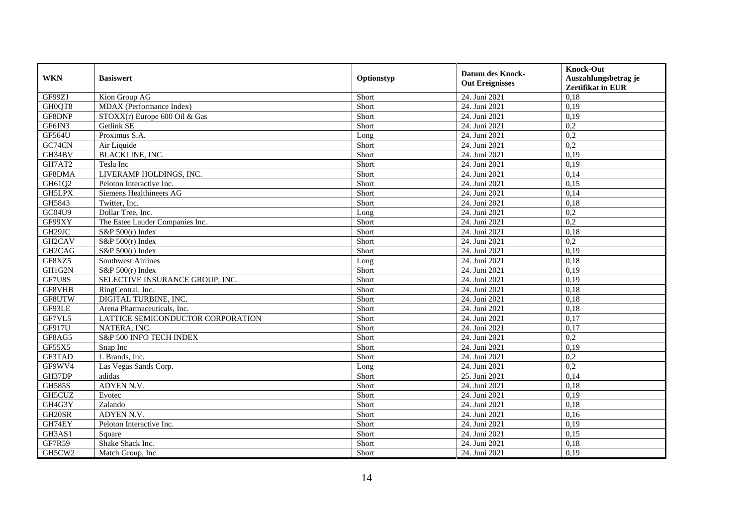| WKN | Basiswert | Optionstyp | Datum des Knock-Out Ereignisses | Knock-Out Auszahlungsbetrag je Zertifikat in EUR |
|---|---|---|---|---|
| GF99ZJ | Kion Group AG | Short | 24. Juni 2021 | 0,18 |
| GH0QT8 | MDAX (Performance Index) | Short | 24. Juni 2021 | 0,19 |
| GF8DNP | STOXX(r) Europe 600 Oil & Gas | Short | 24. Juni 2021 | 0,19 |
| GF6JN3 | Getlink SE | Short | 24. Juni 2021 | 0,2 |
| GF564U | Proximus S.A. | Long | 24. Juni 2021 | 0,2 |
| GC74CN | Air Liquide | Short | 24. Juni 2021 | 0,2 |
| GH34BV | BLACKLINE, INC. | Short | 24. Juni 2021 | 0,19 |
| GH7AT2 | Tesla Inc | Short | 24. Juni 2021 | 0,19 |
| GF8DMA | LIVERAMP HOLDINGS, INC. | Short | 24. Juni 2021 | 0,14 |
| GH61Q2 | Peloton Interactive Inc. | Short | 24. Juni 2021 | 0,15 |
| GH5LPX | Siemens Healthineers AG | Short | 24. Juni 2021 | 0,14 |
| GH5843 | Twitter, Inc. | Short | 24. Juni 2021 | 0,18 |
| GC04U9 | Dollar Tree, Inc. | Long | 24. Juni 2021 | 0,2 |
| GF99XY | The Estee Lauder Companies Inc. | Short | 24. Juni 2021 | 0,2 |
| GH29JC | S&P 500(r) Index | Short | 24. Juni 2021 | 0,18 |
| GH2CAV | S&P 500(r) Index | Short | 24. Juni 2021 | 0,2 |
| GH2CAG | S&P 500(r) Index | Short | 24. Juni 2021 | 0,19 |
| GF8XZ5 | Southwest Airlines | Long | 24. Juni 2021 | 0,18 |
| GH1G2N | S&P 500(r) Index | Short | 24. Juni 2021 | 0,19 |
| GF7U8S | SELECTIVE INSURANCE GROUP, INC. | Short | 24. Juni 2021 | 0,19 |
| GF8VHB | RingCentral, Inc. | Short | 24. Juni 2021 | 0,18 |
| GF8UTW | DIGITAL TURBINE, INC. | Short | 24. Juni 2021 | 0,18 |
| GF93LE | Arena Pharmaceuticals, Inc. | Short | 24. Juni 2021 | 0,18 |
| GF7VL5 | LATTICE SEMICONDUCTOR CORPORATION | Short | 24. Juni 2021 | 0,17 |
| GF917U | NATERA, INC. | Short | 24. Juni 2021 | 0,17 |
| GF8AG5 | S&P 500 INFO TECH INDEX | Short | 24. Juni 2021 | 0,2 |
| GF55X5 | Snap Inc | Short | 24. Juni 2021 | 0,19 |
| GF3TAD | L Brands, Inc. | Short | 24. Juni 2021 | 0,2 |
| GF9WV4 | Las Vegas Sands Corp. | Long | 24. Juni 2021 | 0,2 |
| GH37DP | adidas | Short | 25. Juni 2021 | 0,14 |
| GH585S | ADYEN N.V. | Short | 24. Juni 2021 | 0,18 |
| GH5CUZ | Evotec | Short | 24. Juni 2021 | 0,19 |
| GH4G3Y | Zalando | Short | 24. Juni 2021 | 0,18 |
| GH20SR | ADYEN N.V. | Short | 24. Juni 2021 | 0,16 |
| GH74EY | Peloton Interactive Inc. | Short | 24. Juni 2021 | 0,19 |
| GH3AS1 | Square | Short | 24. Juni 2021 | 0,15 |
| GF7R59 | Shake Shack Inc. | Short | 24. Juni 2021 | 0,18 |
| GH5CW2 | Match Group, Inc. | Short | 24. Juni 2021 | 0,19 |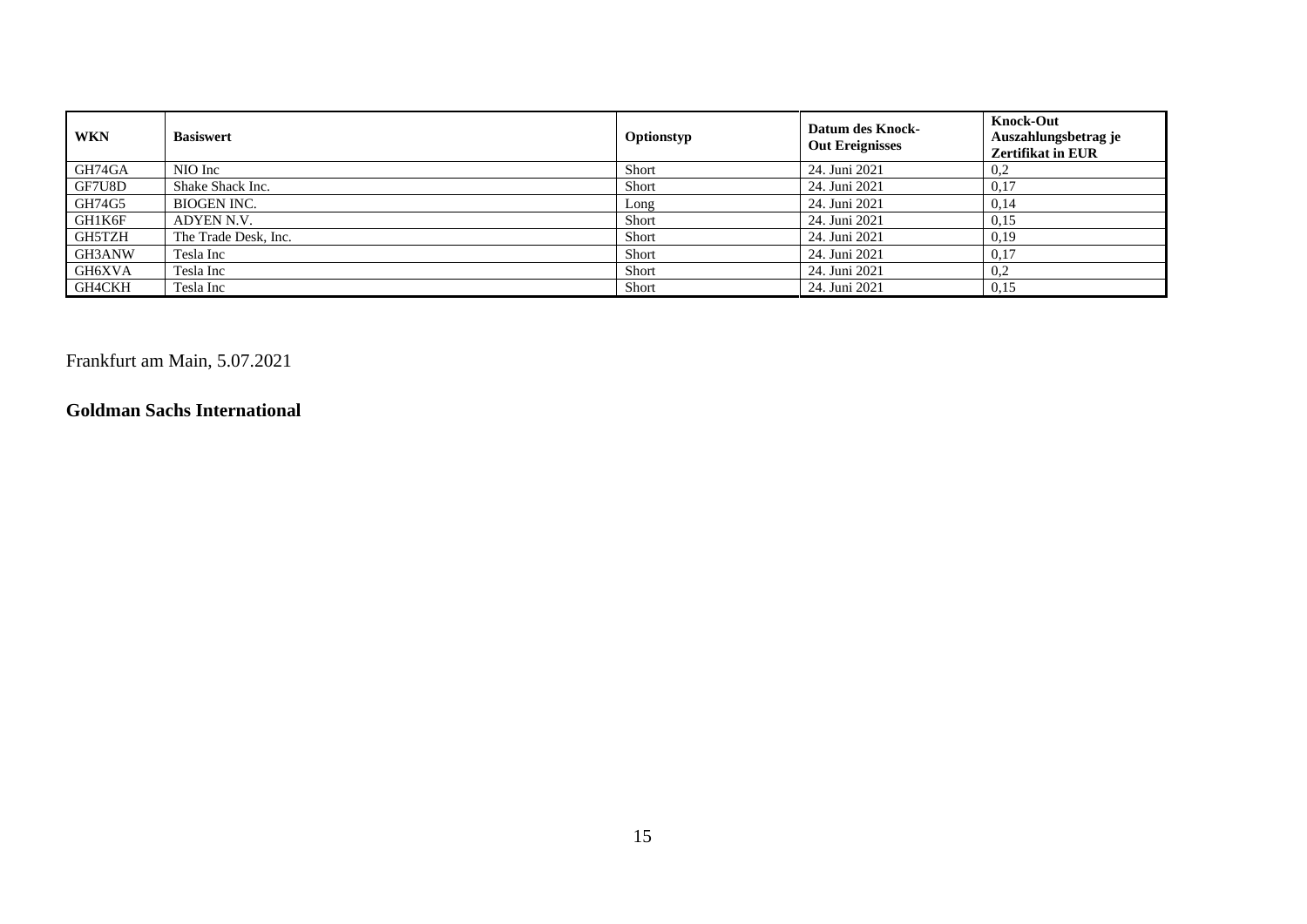| WKN | Basiswert | Optionstyp | Datum des Knock-Out Ereignisses | Knock-Out Auszahlungsbetrag je Zertifikat in EUR |
|---|---|---|---|---|
| GH74GA | NIO Inc | Short | 24. Juni 2021 | 0,2 |
| GF7U8D | Shake Shack Inc. | Short | 24. Juni 2021 | 0,17 |
| GH74G5 | BIOGEN INC. | Long | 24. Juni 2021 | 0,14 |
| GH1K6F | ADYEN N.V. | Short | 24. Juni 2021 | 0,15 |
| GH5TZH | The Trade Desk, Inc. | Short | 24. Juni 2021 | 0,19 |
| GH3ANW | Tesla Inc | Short | 24. Juni 2021 | 0,17 |
| GH6XVA | Tesla Inc | Short | 24. Juni 2021 | 0,2 |
| GH4CKH | Tesla Inc | Short | 24. Juni 2021 | 0,15 |

Frankfurt am Main, 5.07.2021

**Goldman Sachs International**